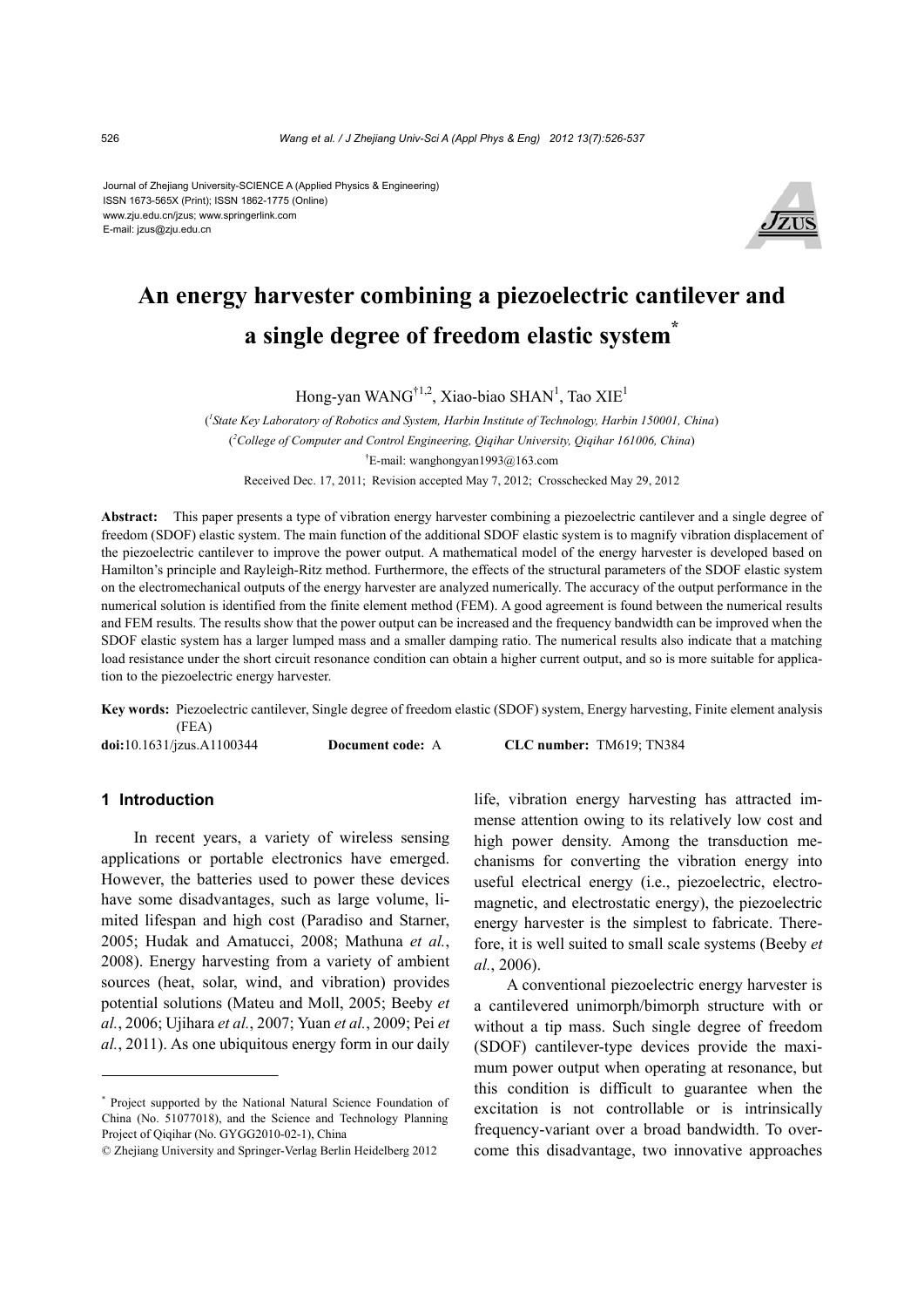Journal of Zhejiang University-SCIENCE A (Applied Physics & Engineering)
ISSN 1673-565X (Print); ISSN 1862-1775 (Online)
www.zju.edu.cn/jzus; www.springerlink.com
E-mail: jzus@zju.edu.cn

# An energy harvester combining a piezoelectric cantilever and a single degree of freedom elastic system*

Hong-yan WANG[†1,2], Xiao-biao SHAN[1], Tao XIE[1]

([1]*State Key Laboratory of Robotics and System, Harbin Institute of Technology, Harbin 150001, China*)

([2]*College of Computer and Control Engineering, Qiqihar University, Qiqihar 161006, China*)

[†]E-mail: wanghongyan1993@163.com

Received Dec. 17, 2011; Revision accepted May 7, 2012; Crosschecked May 29, 2012

**Abstract:** This paper presents a type of vibration energy harvester combining a piezoelectric cantilever and a single degree of freedom (SDOF) elastic system. The main function of the additional SDOF elastic system is to magnify vibration displacement of the piezoelectric cantilever to improve the power output. A mathematical model of the energy harvester is developed based on Hamilton's principle and Rayleigh-Ritz method. Furthermore, the effects of the structural parameters of the SDOF elastic system on the electromechanical outputs of the energy harvester are analyzed numerically. The accuracy of the output performance in the numerical solution is identified from the finite element method (FEM). A good agreement is found between the numerical results and FEM results. The results show that the power output can be increased and the frequency bandwidth can be improved when the SDOF elastic system has a larger lumped mass and a smaller damping ratio. The numerical results also indicate that a matching load resistance under the short circuit resonance condition can obtain a higher current output, and so is more suitable for application to the piezoelectric energy harvester.

**Key words:** Piezoelectric cantilever, Single degree of freedom elastic (SDOF) system, Energy harvesting, Finite element analysis (FEA)

**doi:**10.1631/jzus.A1100344 **Document code:** A **CLC number:** TM619; TN384

## 1 Introduction

In recent years, a variety of wireless sensing applications or portable electronics have emerged. However, the batteries used to power these devices have some disadvantages, such as large volume, limited lifespan and high cost (Paradiso and Starner, 2005; Hudak and Amatucci, 2008; Mathuna *et al.*, 2008). Energy harvesting from a variety of ambient sources (heat, solar, wind, and vibration) provides potential solutions (Mateu and Moll, 2005; Beeby *et al.*, 2006; Ujihara *et al.*, 2007; Yuan *et al.*, 2009; Pei *et al.*, 2011). As one ubiquitous energy form in our daily life, vibration energy harvesting has attracted immense attention owing to its relatively low cost and high power density. Among the transduction mechanisms for converting the vibration energy into useful electrical energy (i.e., piezoelectric, electromagnetic, and electrostatic energy), the piezoelectric energy harvester is the simplest to fabricate. Therefore, it is well suited to small scale systems (Beeby *et al.*, 2006).

A conventional piezoelectric energy harvester is a cantilevered unimorph/bimorph structure with or without a tip mass. Such single degree of freedom (SDOF) cantilever-type devices provide the maximum power output when operating at resonance, but this condition is difficult to guarantee when the excitation is not controllable or is intrinsically frequency-variant over a broad bandwidth. To overcome this disadvantage, two innovative approaches

---

* Project supported by the National Natural Science Foundation of China (No. 51077018), and the Science and Technology Planning Project of Qiqihar (No. GYGG2010-02-1), China

© Zhejiang University and Springer-Verlag Berlin Heidelberg 2012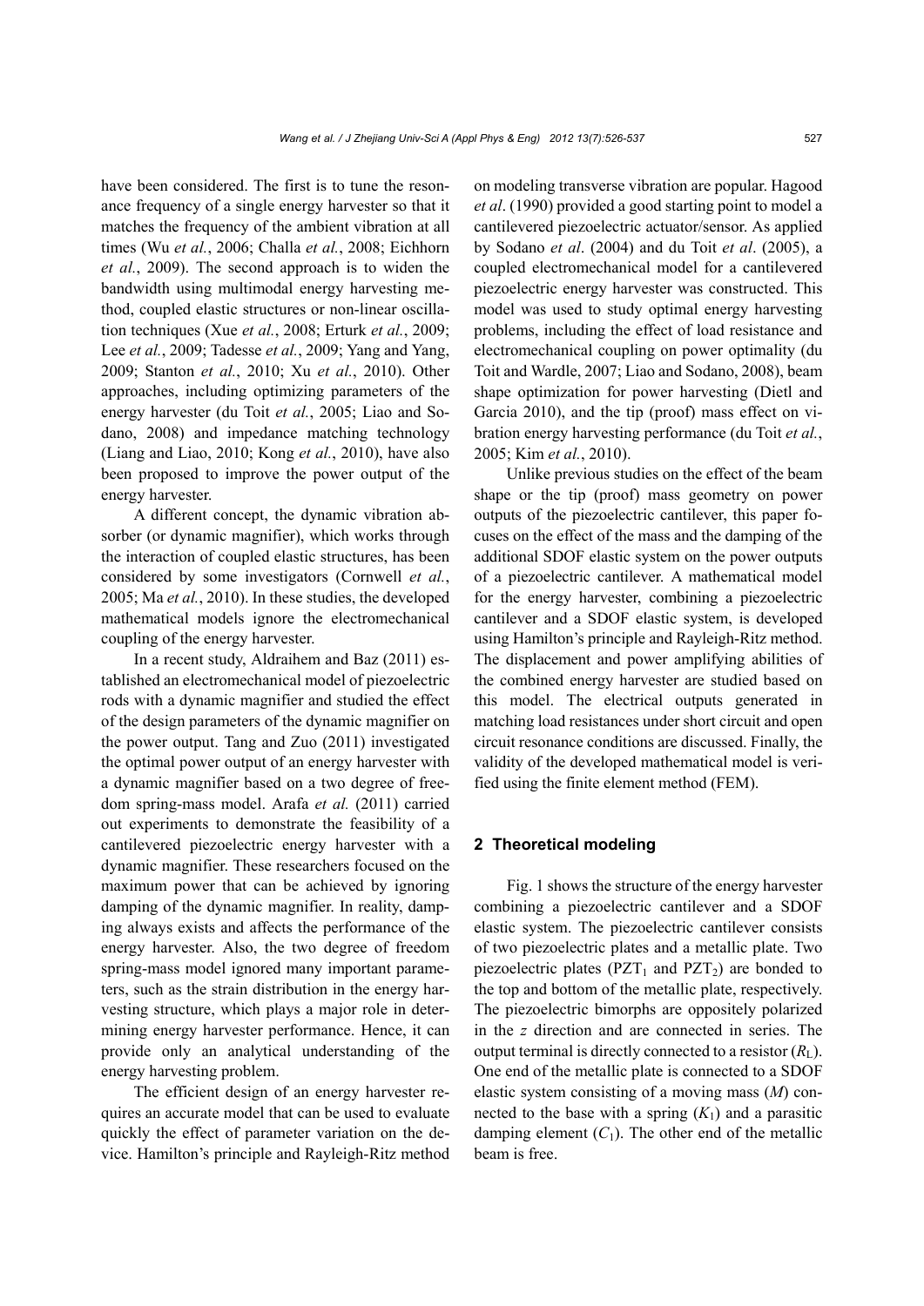have been considered. The first is to tune the resonance frequency of a single energy harvester so that it matches the frequency of the ambient vibration at all times (Wu *et al.*, 2006; Challa *et al.*, 2008; Eichhorn *et al.*, 2009). The second approach is to widen the bandwidth using multimodal energy harvesting method, coupled elastic structures or non-linear oscillation techniques (Xue *et al.*, 2008; Erturk *et al.*, 2009; Lee *et al.*, 2009; Tadesse *et al.*, 2009; Yang and Yang, 2009; Stanton *et al.*, 2010; Xu *et al.*, 2010). Other approaches, including optimizing parameters of the energy harvester (du Toit *et al.*, 2005; Liao and Sodano, 2008) and impedance matching technology (Liang and Liao, 2010; Kong *et al.*, 2010), have also been proposed to improve the power output of the energy harvester.

A different concept, the dynamic vibration absorber (or dynamic magnifier), which works through the interaction of coupled elastic structures, has been considered by some investigators (Cornwell *et al.*, 2005; Ma *et al.*, 2010). In these studies, the developed mathematical models ignore the electromechanical coupling of the energy harvester.

In a recent study, Aldraihem and Baz (2011) established an electromechanical model of piezoelectric rods with a dynamic magnifier and studied the effect of the design parameters of the dynamic magnifier on the power output. Tang and Zuo (2011) investigated the optimal power output of an energy harvester with a dynamic magnifier based on a two degree of freedom spring-mass model. Arafa *et al.* (2011) carried out experiments to demonstrate the feasibility of a cantilevered piezoelectric energy harvester with a dynamic magnifier. These researchers focused on the maximum power that can be achieved by ignoring damping of the dynamic magnifier. In reality, damping always exists and affects the performance of the energy harvester. Also, the two degree of freedom spring-mass model ignored many important parameters, such as the strain distribution in the energy harvesting structure, which plays a major role in determining energy harvester performance. Hence, it can provide only an analytical understanding of the energy harvesting problem.

The efficient design of an energy harvester requires an accurate model that can be used to evaluate quickly the effect of parameter variation on the device. Hamilton's principle and Rayleigh-Ritz method on modeling transverse vibration are popular. Hagood *et al*. (1990) provided a good starting point to model a cantilevered piezoelectric actuator/sensor. As applied by Sodano *et al*. (2004) and du Toit *et al*. (2005), a coupled electromechanical model for a cantilevered piezoelectric energy harvester was constructed. This model was used to study optimal energy harvesting problems, including the effect of load resistance and electromechanical coupling on power optimality (du Toit and Wardle, 2007; Liao and Sodano, 2008), beam shape optimization for power harvesting (Dietl and Garcia 2010), and the tip (proof) mass effect on vibration energy harvesting performance (du Toit *et al.*, 2005; Kim *et al.*, 2010).

Unlike previous studies on the effect of the beam shape or the tip (proof) mass geometry on power outputs of the piezoelectric cantilever, this paper focuses on the effect of the mass and the damping of the additional SDOF elastic system on the power outputs of a piezoelectric cantilever. A mathematical model for the energy harvester, combining a piezoelectric cantilever and a SDOF elastic system, is developed using Hamilton's principle and Rayleigh-Ritz method. The displacement and power amplifying abilities of the combined energy harvester are studied based on this model. The electrical outputs generated in matching load resistances under short circuit and open circuit resonance conditions are discussed. Finally, the validity of the developed mathematical model is verified using the finite element method (FEM).

## 2 Theoretical modeling

Fig. 1 shows the structure of the energy harvester combining a piezoelectric cantilever and a SDOF elastic system. The piezoelectric cantilever consists of two piezoelectric plates and a metallic plate. Two piezoelectric plates ($PZT_1$ and $PZT_2$) are bonded to the top and bottom of the metallic plate, respectively. The piezoelectric bimorphs are oppositely polarized in the *z* direction and are connected in series. The output terminal is directly connected to a resistor ($R_L$). One end of the metallic plate is connected to a SDOF elastic system consisting of a moving mass ($M$) connected to the base with a spring ($K_1$) and a parasitic damping element ($C_1$). The other end of the metallic beam is free.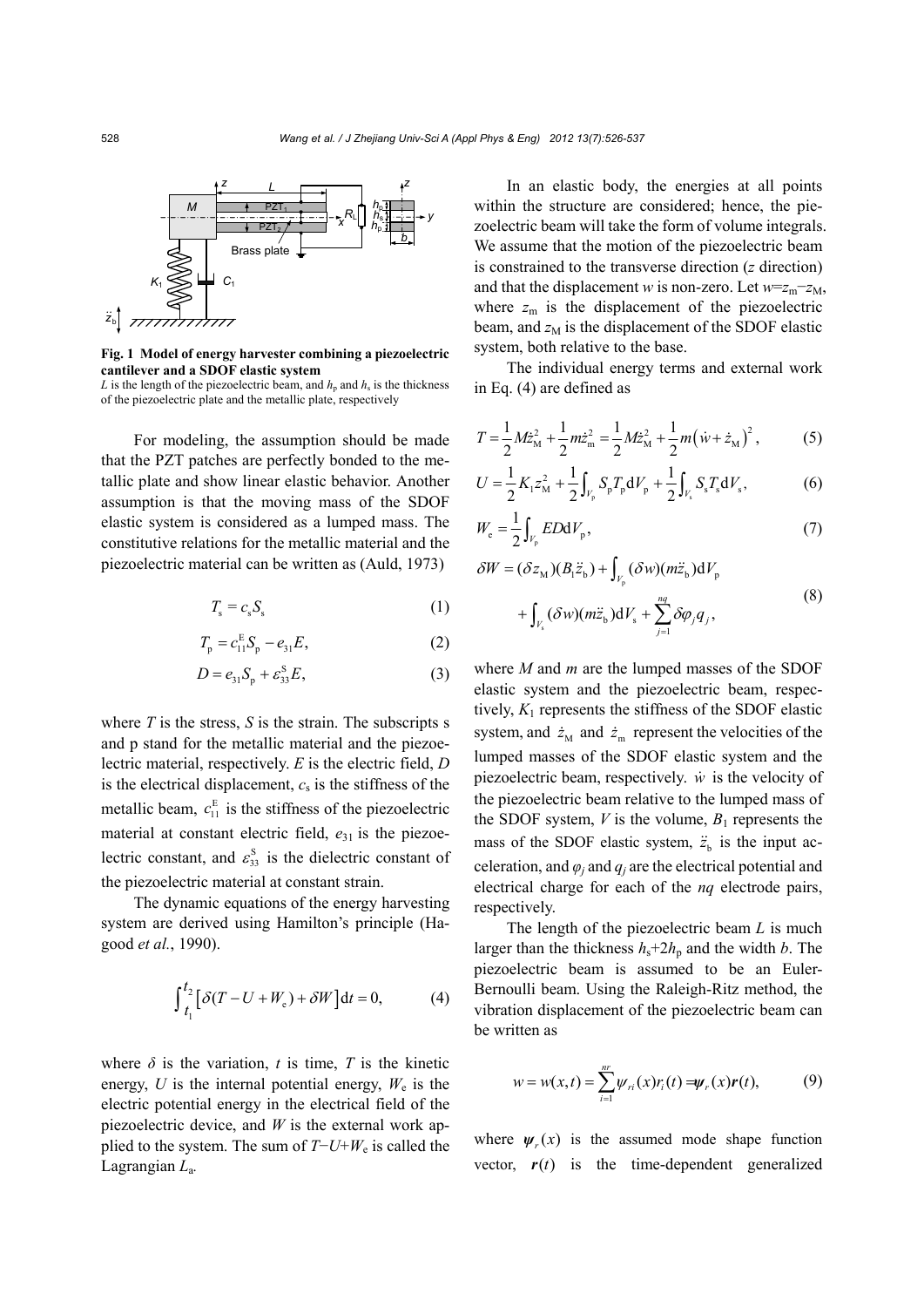**Fig. 1 Model of energy harvester combining a piezoelectric cantilever and a SDOF elastic system**

$L$ is the length of the piezoelectric beam, and $h_p$ and $h_s$ is the thickness of the piezoelectric plate and the metallic plate, respectively

For modeling, the assumption should be made that the PZT patches are perfectly bonded to the metallic plate and show linear elastic behavior. Another assumption is that the moving mass of the SDOF elastic system is considered as a lumped mass. The constitutive relations for the metallic material and the piezoelectric material can be written as (Auld, 1973)

$$T_s = c_s S_s \tag{1}$$

$$T_p = c_{11}^E S_p - e_{31} E, \tag{2}$$

$$D = e_{31} S_p + \varepsilon_{33}^S E, \tag{3}$$

where $T$ is the stress, $S$ is the strain. The subscripts s and p stand for the metallic material and the piezoelectric material, respectively. $E$ is the electric field, $D$ is the electrical displacement, $c_s$ is the stiffness of the metallic beam, $c_{11}^E$ is the stiffness of the piezoelectric material at constant electric field, $e_{31}$ is the piezoelectric constant, and $\varepsilon_{33}^S$ is the dielectric constant of the piezoelectric material at constant strain.

The dynamic equations of the energy harvesting system are derived using Hamilton's principle (Hagood *et al.*, 1990).

$$\int_{t_1}^{t_2} \left[ \delta(T - U + W_e) + \delta W \right] dt = 0, \tag{4}$$

where $\delta$ is the variation, $t$ is time, $T$ is the kinetic energy, $U$ is the internal potential energy, $W_e$ is the electric potential energy in the electrical field of the piezoelectric device, and $W$ is the external work applied to the system. The sum of $T-U+W_e$ is called the Lagrangian $L_a$.

In an elastic body, the energies at all points within the structure are considered; hence, the piezoelectric beam will take the form of volume integrals. We assume that the motion of the piezoelectric beam is constrained to the transverse direction ($z$ direction) and that the displacement $w$ is non-zero. Let $w=z_m-z_M$, where $z_m$ is the displacement of the piezoelectric beam, and $z_M$ is the displacement of the SDOF elastic system, both relative to the base.

The individual energy terms and external work in Eq. (4) are defined as

$$T = \frac{1}{2} M \dot{z}_M^2 + \frac{1}{2} m \dot{z}_m^2 = \frac{1}{2} M \dot{z}_M^2 + \frac{1}{2} m \left( \dot{w} + \dot{z}_M \right)^2, \tag{5}$$

$$U = \frac{1}{2} K_1 z_M^2 + \frac{1}{2} \int_{V_p} S_p T_p \, dV_p + \frac{1}{2} \int_{V_s} S_s T_s \, dV_s, \tag{6}$$

$$W_e = \frac{1}{2} \int_{V_p} ED \, dV_p, \tag{7}$$

$$\begin{aligned} \delta W = {} & (\delta z_M)(B_1 \ddot{z}_b) + \int_{V_p} (\delta w)(m \ddot{z}_b) dV_p \\ & + \int_{V_s} (\delta w)(m \ddot{z}_b) dV_s + \sum_{j=1}^{nq} \delta \varphi_j q_j, \end{aligned} \tag{8}$$

where $M$ and $m$ are the lumped masses of the SDOF elastic system and the piezoelectric beam, respectively, $K_1$ represents the stiffness of the SDOF elastic system, and $\dot{z}_M$ and $\dot{z}_m$ represent the velocities of the lumped masses of the SDOF elastic system and the piezoelectric beam, respectively. $\dot{w}$ is the velocity of the piezoelectric beam relative to the lumped mass of the SDOF system, $V$ is the volume, $B_1$ represents the mass of the SDOF elastic system, $\ddot{z}_b$ is the input acceleration, and $\varphi_j$ and $q_j$ are the electrical potential and electrical charge for each of the $nq$ electrode pairs, respectively.

The length of the piezoelectric beam $L$ is much larger than the thickness $h_s+2h_p$ and the width $b$. The piezoelectric beam is assumed to be an Euler-Bernoulli beam. Using the Raleigh-Ritz method, the vibration displacement of the piezoelectric beam can be written as

$$w = w(x,t) = \sum_{i=1}^{nr} \psi_{ri}(x) r_i(t) = \boldsymbol{\psi}_r(x) \boldsymbol{r}(t), \tag{9}$$

where $\boldsymbol{\psi}_r(x)$ is the assumed mode shape function vector, $\boldsymbol{r}(t)$ is the time-dependent generalized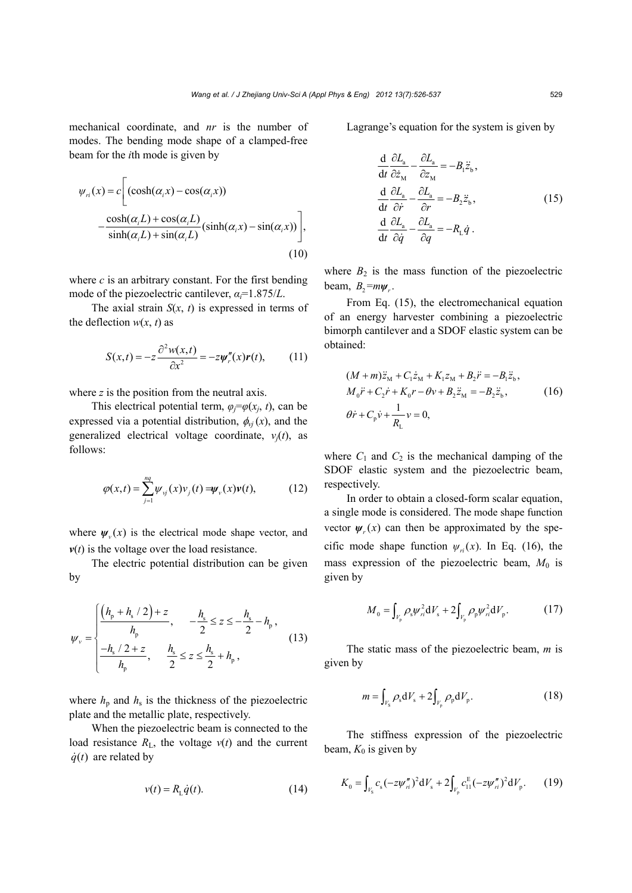mechanical coordinate, and $nr$ is the number of modes. The bending mode shape of a clamped-free beam for the $i$th mode is given by

$$\psi_{ri}(x) = c\Bigg[(\cosh(\alpha_i x) - \cos(\alpha_i x)) - \frac{\cosh(\alpha_i L) + \cos(\alpha_i L)}{\sinh(\alpha_i L) + \sin(\alpha_i L)}(\sinh(\alpha_i x) - \sin(\alpha_i x))\Bigg], \tag{10}$$

where $c$ is an arbitrary constant. For the first bending mode of the piezoelectric cantilever, $\alpha_i$=1.875/$L$.

The axial strain $S(x, t)$ is expressed in terms of the deflection $w(x, t)$ as

$$S(x,t) = -z\frac{\partial^2 w(x,t)}{\partial x^2} = -z\boldsymbol{\psi}_r''(x)\boldsymbol{r}(t), \tag{11}$$

where $z$ is the position from the neutral axis.

This electrical potential term, $\varphi_j$=$\varphi(x_j, t)$, can be expressed via a potential distribution, $\phi_{vj}(x)$, and the generalized electrical voltage coordinate, $v_j(t)$, as follows:

$$\varphi(x,t) = \sum_{j=1}^{nq}\psi_{vj}(x)v_j(t) = \boldsymbol{\psi}_v(x)\boldsymbol{v}(t), \tag{12}$$

where $\boldsymbol{\psi}_v(x)$ is the electrical mode shape vector, and $\boldsymbol{v}(t)$ is the voltage over the load resistance.

The electric potential distribution can be given by

$$\psi_v = \begin{cases} \dfrac{\left(h_\mathrm{p} + h_\mathrm{s}/2\right) + z}{h_\mathrm{p}}, & -\dfrac{h_\mathrm{s}}{2} \le z \le -\dfrac{h_\mathrm{s}}{2} - h_\mathrm{p}, \\[2ex] \dfrac{-h_\mathrm{s}/2 + z}{h_\mathrm{p}}, & \dfrac{h_\mathrm{s}}{2} \le z \le \dfrac{h_\mathrm{s}}{2} + h_\mathrm{p}, \end{cases} \tag{13}$$

where $h_\mathrm{p}$ and $h_\mathrm{s}$ is the thickness of the piezoelectric plate and the metallic plate, respectively.

When the piezoelectric beam is connected to the load resistance $R_\mathrm{L}$, the voltage $v(t)$ and the current $\dot{q}(t)$ are related by

$$v(t) = R_\mathrm{L}\dot{q}(t). \tag{14}$$

Lagrange's equation for the system is given by

$$\begin{aligned} &\frac{\mathrm{d}}{\mathrm{d}t}\frac{\partial L_\mathrm{a}}{\partial \dot{z}_\mathrm{M}} - \frac{\partial L_\mathrm{a}}{\partial z_\mathrm{M}} = -B_1\ddot{z}_\mathrm{b}, \\ &\frac{\mathrm{d}}{\mathrm{d}t}\frac{\partial L_\mathrm{a}}{\partial \dot{r}} - \frac{\partial L_\mathrm{a}}{\partial r} = -B_2\ddot{z}_\mathrm{b}, \\ &\frac{\mathrm{d}}{\mathrm{d}t}\frac{\partial L_\mathrm{a}}{\partial \dot{q}} - \frac{\partial L_\mathrm{a}}{\partial q} = -R_\mathrm{L}\dot{q}. \end{aligned} \tag{15}$$

where $B_2$ is the mass function of the piezoelectric beam, $B_2$=$m\boldsymbol{\psi}_r$.

From Eq. (15), the electromechanical equation of an energy harvester combining a piezoelectric bimorph cantilever and a SDOF elastic system can be obtained:

$$\begin{aligned} &(M+m)\ddot{z}_\mathrm{M} + C_1\dot{z}_\mathrm{M} + K_1 z_\mathrm{M} + B_2\ddot{r} = -B_1\ddot{z}_\mathrm{b}, \\ &M_0\ddot{r} + C_2\dot{r} + K_0 r - \theta v + B_2\ddot{z}_\mathrm{M} = -B_2\ddot{z}_\mathrm{b}, \\ &\theta\dot{r} + C_\mathrm{p}\dot{v} + \frac{1}{R_\mathrm{L}}v = 0, \end{aligned} \tag{16}$$

where $C_1$ and $C_2$ is the mechanical damping of the SDOF elastic system and the piezoelectric beam, respectively.

In order to obtain a closed-form scalar equation, a single mode is considered. The mode shape function vector $\boldsymbol{\psi}_r(x)$ can then be approximated by the specific mode shape function $\psi_{ri}(x)$. In Eq. (16), the mass expression of the piezoelectric beam, $M_0$ is given by

$$M_0 = \int_{V_\mathrm{p}}\rho_\mathrm{s}\psi_{ri}^2\mathrm{d}V_\mathrm{s} + 2\int_{V_\mathrm{p}}\rho_\mathrm{p}\psi_{ri}^2\mathrm{d}V_\mathrm{p}. \tag{17}$$

The static mass of the piezoelectric beam, $m$ is given by

$$m = \int_{V_\mathrm{s}}\rho_\mathrm{s}\mathrm{d}V_\mathrm{s} + 2\int_{V_\mathrm{p}}\rho_\mathrm{p}\mathrm{d}V_\mathrm{p}. \tag{18}$$

The stiffness expression of the piezoelectric beam, $K_0$ is given by

$$K_0 = \int_{V_\mathrm{s}}c_\mathrm{s}(-z\psi_{ri}'')^2\mathrm{d}V_\mathrm{s} + 2\int_{V_\mathrm{p}}c_{11}^\mathrm{E}(-z\psi_{ri}'')^2\mathrm{d}V_\mathrm{p}. \tag{19}$$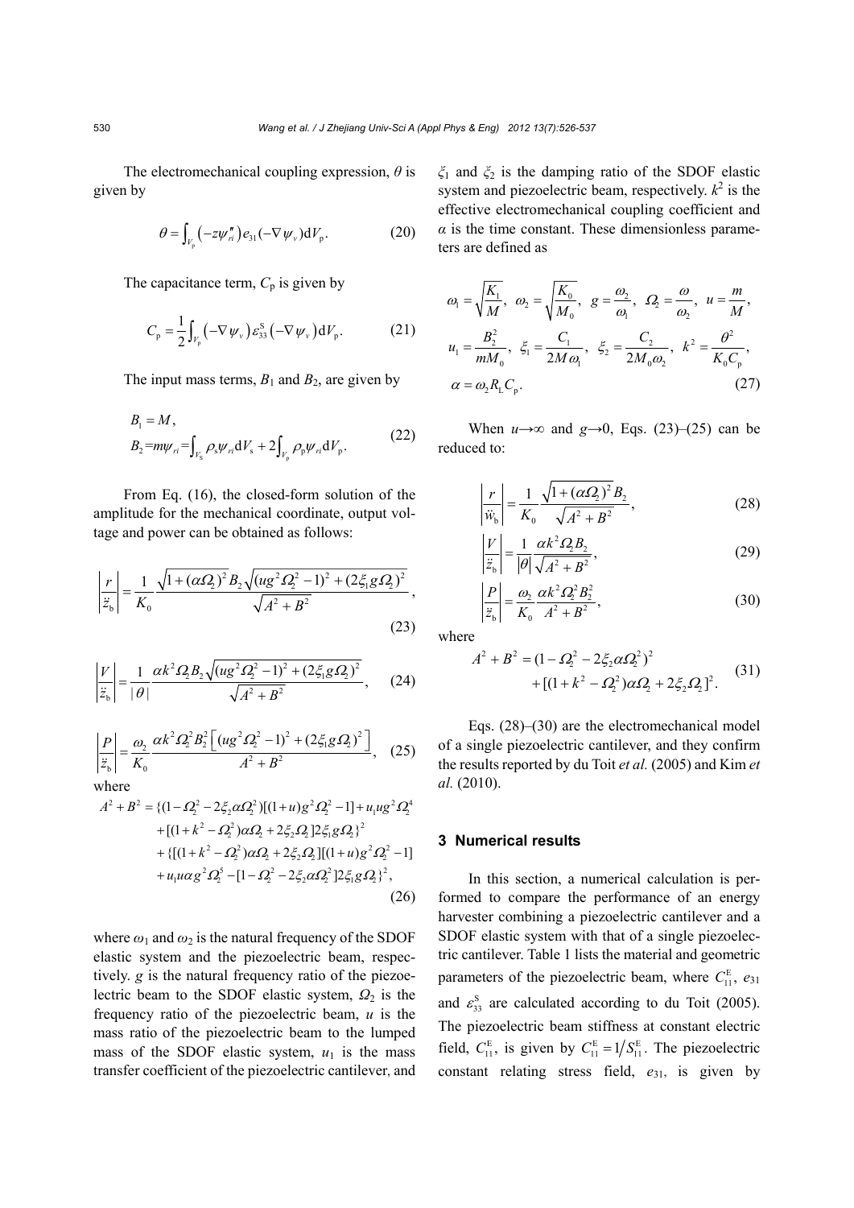The electromechanical coupling expression, $\theta$ is given by

$$\theta = \int_{V_\mathrm{p}} \left(-z\psi_{ri}''\right) e_{31} (-\nabla \psi_v) \mathrm{d}V_\mathrm{p}. \tag{20}$$

The capacitance term, $C_\mathrm{p}$ is given by

$$C_\mathrm{p} = \frac{1}{2}\int_{V_\mathrm{p}} \left(-\nabla \psi_v\right) \varepsilon_{33}^{\mathrm{S}} \left(-\nabla \psi_v\right) \mathrm{d}V_\mathrm{p}. \tag{21}$$

The input mass terms, $B_1$ and $B_2$, are given by

$$\begin{aligned} &B_1 = M, \\ &B_2 = m\psi_{ri} = \int_{V_\mathrm{s}} \rho_\mathrm{s} \psi_{ri} \mathrm{d}V_\mathrm{s} + 2\int_{V_\mathrm{p}} \rho_\mathrm{p} \psi_{ri} \mathrm{d}V_\mathrm{p}. \end{aligned} \tag{22}$$

From Eq. (16), the closed-form solution of the amplitude for the mechanical coordinate, output voltage and power can be obtained as follows:

$$\left|\frac{r}{\ddot{z}_\mathrm{b}}\right| = \frac{1}{K_0} \frac{\sqrt{1+(\alpha\Omega_2)^2} B_2 \sqrt{(ug^2\Omega_2^2 - 1)^2 + (2\xi_1 g \Omega_2)^2}}{\sqrt{A^2+B^2}}, \tag{23}$$

$$\left|\frac{V}{\ddot{z}_\mathrm{b}}\right| = \frac{1}{|\theta|} \frac{\alpha k^2 \Omega_2 B_2 \sqrt{(ug^2\Omega_2^2 - 1)^2 + (2\xi_1 g \Omega_2)^2}}{\sqrt{A^2+B^2}}, \tag{24}$$

$$\left|\frac{P}{\ddot{z}_\mathrm{b}}\right| = \frac{\omega_2}{K_0} \frac{\alpha k^2 \Omega_2^2 B_2^2 \left[(ug^2\Omega_2^2 - 1)^2 + (2\xi_1 g \Omega_2)^2\right]}{A^2+B^2}, \tag{25}$$

where

$$\begin{aligned} A^2 + B^2 = &\{(1-\Omega_2^2 - 2\xi_2 \alpha \Omega_2^2)[(1+u)g^2\Omega_2^2 - 1] + u_1 u g^2 \Omega_2^4 \\ &+ [(1+k^2-\Omega_2^2)\alpha\Omega_2 + 2\xi_2\Omega_2] 2\xi_1 g \Omega_2\}^2 \\ &+ \{[(1+k^2-\Omega_2^2)\alpha\Omega_2 + 2\xi_2\Omega_2][(1+u)g^2\Omega_2^2 - 1] \\ &+ u_1 u \alpha g^2 \Omega_2^5 - [1-\Omega_2^2 - 2\xi_2\alpha\Omega_2^2] 2\xi_1 g \Omega_2\}^2, \end{aligned} \tag{26}$$

where $\omega_1$ and $\omega_2$ is the natural frequency of the SDOF elastic system and the piezoelectric beam, respectively. $g$ is the natural frequency ratio of the piezoelectric beam to the SDOF elastic system, $\Omega_2$ is the frequency ratio of the piezoelectric beam, $u$ is the mass ratio of the piezoelectric beam to the lumped mass of the SDOF elastic system, $u_1$ is the mass transfer coefficient of the piezoelectric cantilever, and $\xi_1$ and $\xi_2$ is the damping ratio of the SDOF elastic system and piezoelectric beam, respectively. $k^2$ is the effective electromechanical coupling coefficient and $\alpha$ is the time constant. These dimensionless parameters are defined as

$$\begin{aligned} &\omega_1 = \sqrt{\frac{K_1}{M}},\ \omega_2 = \sqrt{\frac{K_0}{M_0}},\ g = \frac{\omega_2}{\omega_1},\ \Omega_2 = \frac{\omega}{\omega_2},\ u = \frac{m}{M}, \\ &u_1 = \frac{B_2^2}{mM_0},\ \xi_1 = \frac{C_1}{2M\omega_1},\ \xi_2 = \frac{C_2}{2M_0\omega_2},\ k^2 = \frac{\theta^2}{K_0 C_\mathrm{p}}, \\ &\alpha = \omega_2 R_\mathrm{L} C_\mathrm{p}. \end{aligned} \tag{27}$$

When $u \to \infty$ and $g \to 0$, Eqs. (23)–(25) can be reduced to:

$$\left|\frac{r}{\ddot{w}_\mathrm{b}}\right| = \frac{1}{K_0} \frac{\sqrt{1+(\alpha\Omega_2)^2} B_2}{\sqrt{A^2+B^2}}, \tag{28}$$

$$\left|\frac{V}{\ddot{z}_\mathrm{b}}\right| = \frac{1}{|\theta|} \frac{\alpha k^2 \Omega_2 B_2}{\sqrt{A^2+B^2}}, \tag{29}$$

$$\left|\frac{P}{\ddot{z}_\mathrm{b}}\right| = \frac{\omega_2}{K_0} \frac{\alpha k^2 \Omega_2^2 B_2^2}{A^2+B^2}, \tag{30}$$

where

$$\begin{aligned} A^2 + B^2 = &(1-\Omega_2^2 - 2\xi_2\alpha\Omega_2^2)^2 \\ &+ [(1+k^2-\Omega_2^2)\alpha\Omega_2 + 2\xi_2\Omega_2]^2. \end{aligned} \tag{31}$$

Eqs. (28)–(30) are the electromechanical model of a single piezoelectric cantilever, and they confirm the results reported by du Toit *et al.* (2005) and Kim *et al.* (2010).

## 3 Numerical results

In this section, a numerical calculation is performed to compare the performance of an energy harvester combining a piezoelectric cantilever and a SDOF elastic system with that of a single piezoelectric cantilever. Table 1 lists the material and geometric parameters of the piezoelectric beam, where $C_{11}^{\mathrm{E}}$, $e_{31}$ and $\varepsilon_{33}^{\mathrm{S}}$ are calculated according to du Toit (2005). The piezoelectric beam stiffness at constant electric field, $C_{11}^{\mathrm{E}}$, is given by $C_{11}^{\mathrm{E}} = 1/S_{11}^{\mathrm{E}}$. The piezoelectric constant relating stress field, $e_{31}$, is given by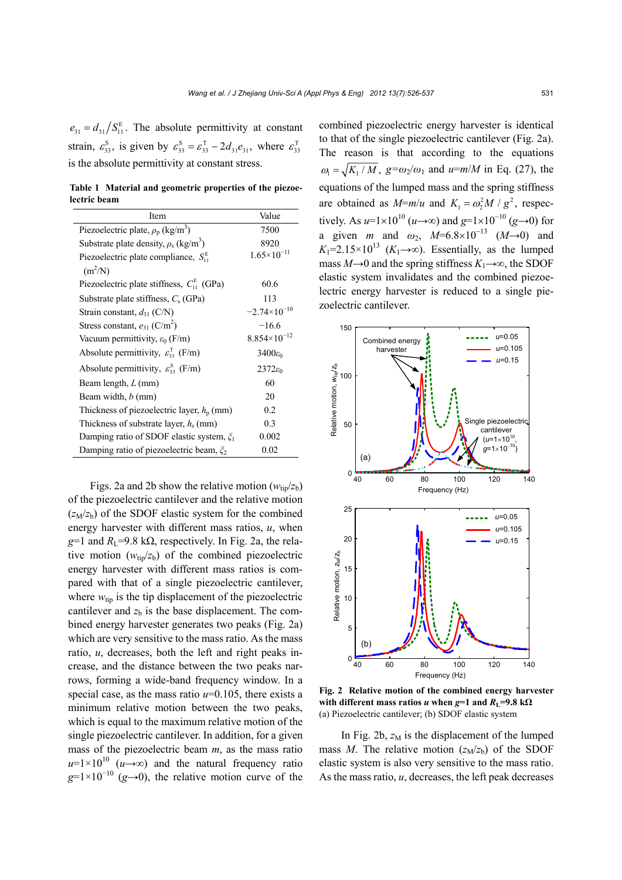$e_{31} = d_{31}/S_{11}^{E}$. The absolute permittivity at constant strain, $\varepsilon_{33}^{S}$, is given by $\varepsilon_{33}^{S} = \varepsilon_{33}^{T} - 2d_{31}e_{31}$, where $\varepsilon_{33}^{T}$ is the absolute permittivity at constant stress.

**Table 1 Material and geometric properties of the piezoelectric beam**

| Item | Value |
|---|---|
| Piezoelectric plate, $\rho_p$ (kg/m$^3$) | 7500 |
| Substrate plate density, $\rho_s$ (kg/m$^3$) | 8920 |
| Piezoelectric plate compliance, $S_{11}^{E}$ (m$^2$/N) | $1.65\times10^{-11}$ |
| Piezoelectric plate stiffness, $C_{11}^{E}$ (GPa) | 60.6 |
| Substrate plate stiffness, $C_s$ (GPa) | 113 |
| Strain constant, $d_{31}$ (C/N) | $-2.74\times10^{-10}$ |
| Stress constant, $e_{31}$ (C/m$^2$) | $-16.6$ |
| Vacuum permittivity, $\varepsilon_0$ (F/m) | $8.854\times10^{-12}$ |
| Absolute permittivity, $\varepsilon_{33}^{T}$ (F/m) | $3400\varepsilon_0$ |
| Absolute permittivity, $\varepsilon_{33}^{S}$ (F/m) | $2372\varepsilon_0$ |
| Beam length, $L$ (mm) | 60 |
| Beam width, $b$ (mm) | 20 |
| Thickness of piezoelectric layer, $h_p$ (mm) | 0.2 |
| Thickness of substrate layer, $h_s$ (mm) | 0.3 |
| Damping ratio of SDOF elastic system, $\xi_1$ | 0.002 |
| Damping ratio of piezoelectric beam, $\xi_2$ | 0.02 |

Figs. 2a and 2b show the relative motion ($w_{tip}/z_b$) of the piezoelectric cantilever and the relative motion ($z_M/z_b$) of the SDOF elastic system for the combined energy harvester with different mass ratios, $u$, when $g$=1 and $R_L$=9.8 kΩ, respectively. In Fig. 2a, the relative motion ($w_{tip}/z_b$) of the combined piezoelectric energy harvester with different mass ratios is compared with that of a single piezoelectric cantilever, where $w_{tip}$ is the tip displacement of the piezoelectric cantilever and $z_b$ is the base displacement. The combined energy harvester generates two peaks (Fig. 2a) which are very sensitive to the mass ratio. As the mass ratio, $u$, decreases, both the left and right peaks increase, and the distance between the two peaks narrows, forming a wide-band frequency window. In a special case, as the mass ratio $u$=0.105, there exists a minimum relative motion between the two peaks, which is equal to the maximum relative motion of the single piezoelectric cantilever. In addition, for a given mass of the piezoelectric beam $m$, as the mass ratio $u=1\times10^{10}$ ($u\rightarrow\infty$) and the natural frequency ratio $g=1\times10^{-10}$ ($g\rightarrow0$), the relative motion curve of the combined piezoelectric energy harvester is identical to that of the single piezoelectric cantilever (Fig. 2a). The reason is that according to the equations $\omega_1 = \sqrt{K_1/M}$, $g=\omega_2/\omega_1$ and $u=m/M$ in Eq. (27), the equations of the lumped mass and the spring stiffness are obtained as $M=m/u$ and $K_1 = \omega_2^2 M/g^2$, respectively. As $u=1\times10^{10}$ ($u\rightarrow\infty$) and $g=1\times10^{-10}$ ($g\rightarrow0$) for a given $m$ and $\omega_2$, $M=6.8\times10^{-13}$ ($M\rightarrow0$) and $K_1=2.15\times10^{13}$ ($K_1\rightarrow\infty$). Essentially, as the lumped mass $M\rightarrow0$ and the spring stiffness $K_1\rightarrow\infty$, the SDOF elastic system invalidates and the combined piezoelectric energy harvester is reduced to a single piezoelectric cantilever.

**Fig. 2 Relative motion of the combined energy harvester with different mass ratios $u$ when $g$=1 and $R_L$=9.8 kΩ**
(a) Piezoelectric cantilever; (b) SDOF elastic system

In Fig. 2b, $z_M$ is the displacement of the lumped mass $M$. The relative motion ($z_M/z_b$) of the SDOF elastic system is also very sensitive to the mass ratio. As the mass ratio, $u$, decreases, the left peak decreases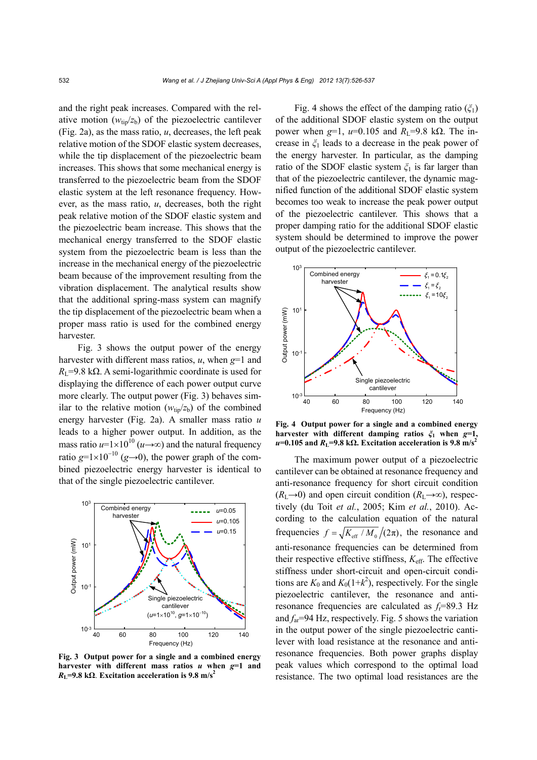and the right peak increases. Compared with the relative motion ($w_{tip}/z_b$) of the piezoelectric cantilever (Fig. 2a), as the mass ratio, $u$, decreases, the left peak relative motion of the SDOF elastic system decreases, while the tip displacement of the piezoelectric beam increases. This shows that some mechanical energy is transferred to the piezoelectric beam from the SDOF elastic system at the left resonance frequency. However, as the mass ratio, $u$, decreases, both the right peak relative motion of the SDOF elastic system and the piezoelectric beam increase. This shows that the mechanical energy transferred to the SDOF elastic system from the piezoelectric beam is less than the increase in the mechanical energy of the piezoelectric beam because of the improvement resulting from the vibration displacement. The analytical results show that the additional spring-mass system can magnify the tip displacement of the piezoelectric beam when a proper mass ratio is used for the combined energy harvester.

Fig. 3 shows the output power of the energy harvester with different mass ratios, $u$, when $g$=1 and $R_L$=9.8 kΩ. A semi-logarithmic coordinate is used for displaying the difference of each power output curve more clearly. The output power (Fig. 3) behaves similar to the relative motion ($w_{tip}/z_b$) of the combined energy harvester (Fig. 2a). A smaller mass ratio $u$ leads to a higher power output. In addition, as the mass ratio $u$=$1\times10^{10}$ ($u\rightarrow\infty$) and the natural frequency ratio $g$=$1\times10^{-10}$ ($g\rightarrow0$), the power graph of the combined piezoelectric energy harvester is identical to that of the single piezoelectric cantilever.

**Fig. 3 Output power for a single and a combined energy harvester with different mass ratios $u$ when $g$=1 and $R_L$=9.8 kΩ. Excitation acceleration is 9.8 m/s$^2$**

Fig. 4 shows the effect of the damping ratio ($\xi_1$) of the additional SDOF elastic system on the output power when $g$=1, $u$=0.105 and $R_L$=9.8 kΩ. The increase in $\xi_1$ leads to a decrease in the peak power of the energy harvester. In particular, as the damping ratio of the SDOF elastic system $\xi_1$ is far larger than that of the piezoelectric cantilever, the dynamic magnified function of the additional SDOF elastic system becomes too weak to increase the peak power output of the piezoelectric cantilever. This shows that a proper damping ratio for the additional SDOF elastic system should be determined to improve the power output of the piezoelectric cantilever.

**Fig. 4 Output power for a single and a combined energy harvester with different damping ratios $\xi_1$ when $g$=1, $u$=0.105 and $R_L$=9.8 kΩ. Excitation acceleration is 9.8 m/s$^2$**

The maximum power output of a piezoelectric cantilever can be obtained at resonance frequency and anti-resonance frequency for short circuit condition ($R_L\rightarrow0$) and open circuit condition ($R_L\rightarrow\infty$), respectively (du Toit *et al.*, 2005; Kim *et al.*, 2010). According to the calculation equation of the natural frequencies $f=\sqrt{K_{eff}/M_0}/(2\pi)$, the resonance and anti-resonance frequencies can be determined from their respective effective stiffness, $K_{eff}$. The effective stiffness under short-circuit and open-circuit conditions are $K_0$ and $K_0(1+k^2)$, respectively. For the single piezoelectric cantilever, the resonance and anti-resonance frequencies are calculated as $f_r$=89.3 Hz and $f_{ar}$=94 Hz, respectively. Fig. 5 shows the variation in the output power of the single piezoelectric cantilever with load resistance at the resonance and anti-resonance frequencies. Both power graphs display peak values which correspond to the optimal load resistance. The two optimal load resistances are the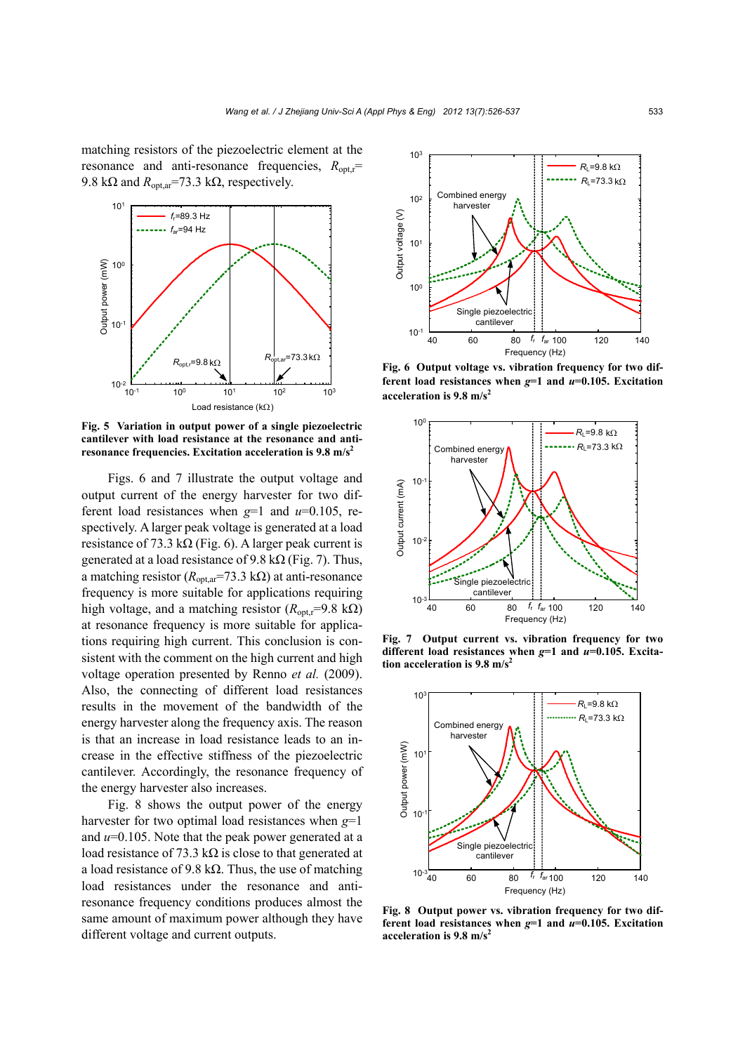matching resistors of the piezoelectric element at the resonance and anti-resonance frequencies, $R_{\mathrm{opt,r}}$=9.8 kΩ and $R_{\mathrm{opt,ar}}$=73.3 kΩ, respectively.

**Fig. 5 Variation in output power of a single piezoelectric cantilever with load resistance at the resonance and anti-resonance frequencies. Excitation acceleration is 9.8 m/s$^2$**

Figs. 6 and 7 illustrate the output voltage and output current of the energy harvester for two different load resistances when $g$=1 and $u$=0.105, respectively. A larger peak voltage is generated at a load resistance of 73.3 kΩ (Fig. 6). A larger peak current is generated at a load resistance of 9.8 kΩ (Fig. 7). Thus, a matching resistor ($R_{\mathrm{opt,ar}}$=73.3 kΩ) at anti-resonance frequency is more suitable for applications requiring high voltage, and a matching resistor ($R_{\mathrm{opt,r}}$=9.8 kΩ) at resonance frequency is more suitable for applications requiring high current. This conclusion is consistent with the comment on the high current and high voltage operation presented by Renno *et al.* (2009). Also, the connecting of different load resistances results in the movement of the bandwidth of the energy harvester along the frequency axis. The reason is that an increase in load resistance leads to an increase in the effective stiffness of the piezoelectric cantilever. Accordingly, the resonance frequency of the energy harvester also increases.

Fig. 8 shows the output power of the energy harvester for two optimal load resistances when $g$=1 and $u$=0.105. Note that the peak power generated at a load resistance of 73.3 kΩ is close to that generated at a load resistance of 9.8 kΩ. Thus, the use of matching load resistances under the resonance and anti-resonance frequency conditions produces almost the same amount of maximum power although they have different voltage and current outputs.

**Fig. 6 Output voltage vs. vibration frequency for two different load resistances when $g$=1 and $u$=0.105. Excitation acceleration is 9.8 m/s$^2$**

**Fig. 7 Output current vs. vibration frequency for two different load resistances when $g$=1 and $u$=0.105. Excitation acceleration is 9.8 m/s$^2$**

**Fig. 8 Output power vs. vibration frequency for two different load resistances when $g$=1 and $u$=0.105. Excitation acceleration is 9.8 m/s$^2$**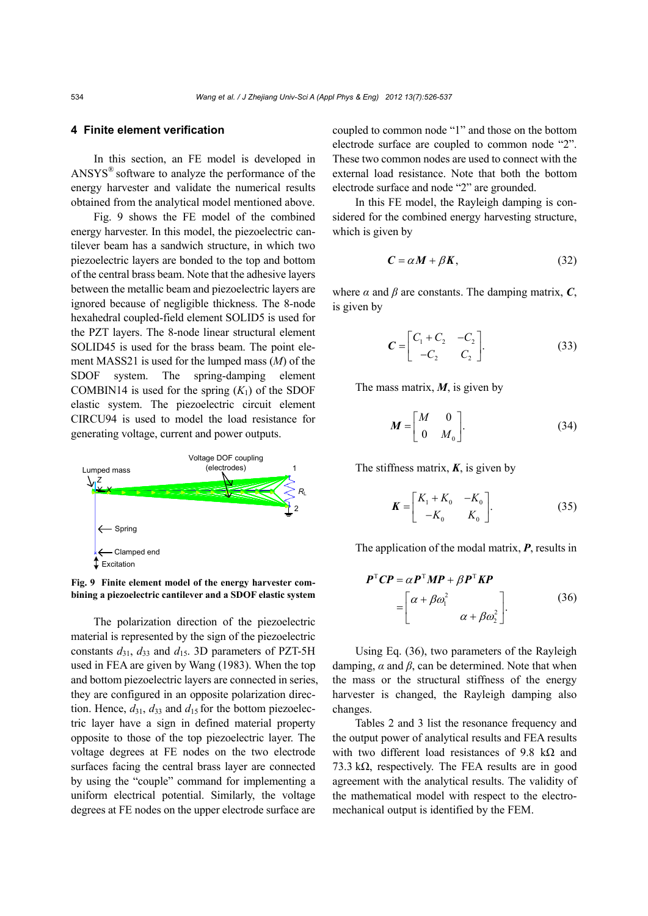## 4 Finite element verification

In this section, an FE model is developed in ANSYS® software to analyze the performance of the energy harvester and validate the numerical results obtained from the analytical model mentioned above.

Fig. 9 shows the FE model of the combined energy harvester. In this model, the piezoelectric cantilever beam has a sandwich structure, in which two piezoelectric layers are bonded to the top and bottom of the central brass beam. Note that the adhesive layers between the metallic beam and piezoelectric layers are ignored because of negligible thickness. The 8-node hexahedral coupled-field element SOLID5 is used for the PZT layers. The 8-node linear structural element SOLID45 is used for the brass beam. The point element MASS21 is used for the lumped mass ($M$) of the SDOF system. The spring-damping element COMBIN14 is used for the spring ($K_1$) of the SDOF elastic system. The piezoelectric circuit element CIRCU94 is used to model the load resistance for generating voltage, current and power outputs.

**Fig. 9 Finite element model of the energy harvester combining a piezoelectric cantilever and a SDOF elastic system**

The polarization direction of the piezoelectric material is represented by the sign of the piezoelectric constants $d_{31}$, $d_{33}$ and $d_{15}$. 3D parameters of PZT-5H used in FEA are given by Wang (1983). When the top and bottom piezoelectric layers are connected in series, they are configured in an opposite polarization direction. Hence, $d_{31}$, $d_{33}$ and $d_{15}$ for the bottom piezoelectric layer have a sign in defined material property opposite to those of the top piezoelectric layer. The voltage degrees at FE nodes on the two electrode surfaces facing the central brass layer are connected by using the "couple" command for implementing a uniform electrical potential. Similarly, the voltage degrees at FE nodes on the upper electrode surface are coupled to common node "1" and those on the bottom electrode surface are coupled to common node "2". These two common nodes are used to connect with the external load resistance. Note that both the bottom electrode surface and node "2" are grounded.

In this FE model, the Rayleigh damping is considered for the combined energy harvesting structure, which is given by

$$\boldsymbol{C} = \alpha \boldsymbol{M} + \beta \boldsymbol{K}, \tag{32}$$

where $\alpha$ and $\beta$ are constants. The damping matrix, $\boldsymbol{C}$, is given by

$$\boldsymbol{C} = \begin{bmatrix} C_1 + C_2 & -C_2 \\ -C_2 & C_2 \end{bmatrix}. \tag{33}$$

The mass matrix, $\boldsymbol{M}$, is given by

$$\boldsymbol{M} = \begin{bmatrix} M & 0 \\ 0 & M_0 \end{bmatrix}. \tag{34}$$

The stiffness matrix, $\boldsymbol{K}$, is given by

$$\boldsymbol{K} = \begin{bmatrix} K_1 + K_0 & -K_0 \\ -K_0 & K_0 \end{bmatrix}. \tag{35}$$

The application of the modal matrix, $\boldsymbol{P}$, results in

$$\boldsymbol{P}^{\mathrm{T}}\boldsymbol{C}\boldsymbol{P} = \alpha \boldsymbol{P}^{\mathrm{T}}\boldsymbol{M}\boldsymbol{P} + \beta \boldsymbol{P}^{\mathrm{T}}\boldsymbol{K}\boldsymbol{P} = \begin{bmatrix} \alpha + \beta\omega_1^2 & \\ & \alpha + \beta\omega_2^2 \end{bmatrix}. \tag{36}$$

Using Eq. (36), two parameters of the Rayleigh damping, $\alpha$ and $\beta$, can be determined. Note that when the mass or the structural stiffness of the energy harvester is changed, the Rayleigh damping also changes.

Tables 2 and 3 list the resonance frequency and the output power of analytical results and FEA results with two different load resistances of 9.8 kΩ and 73.3 kΩ, respectively. The FEA results are in good agreement with the analytical results. The validity of the mathematical model with respect to the electromechanical output is identified by the FEM.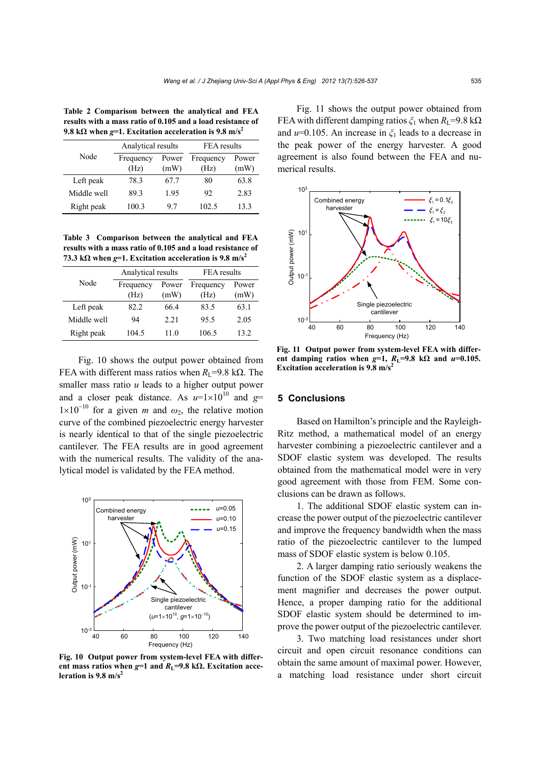**Table 2 Comparison between the analytical and FEA results with a mass ratio of 0.105 and a load resistance of 9.8 kΩ when *g*=1. Excitation acceleration is 9.8 m/s$^2$**

| Node | Analytical results | | FEA results | |
|---|---|---|---|---|
| | Frequency (Hz) | Power (mW) | Frequency (Hz) | Power (mW) |
| Left peak | 78.3 | 67.7 | 80 | 63.8 |
| Middle well | 89.3 | 1.95 | 92 | 2.83 |
| Right peak | 100.3 | 9.7 | 102.5 | 13.3 |

**Table 3 Comparison between the analytical and FEA results with a mass ratio of 0.105 and a load resistance of 73.3 kΩ when *g*=1. Excitation acceleration is 9.8 m/s$^2$**

| Node | Analytical results | | FEA results | |
|---|---|---|---|---|
| | Frequency (Hz) | Power (mW) | Frequency (Hz) | Power (mW) |
| Left peak | 82.2 | 66.4 | 83.5 | 63.1 |
| Middle well | 94 | 2.21 | 95.5 | 2.05 |
| Right peak | 104.5 | 11.0 | 106.5 | 13.2 |

Fig. 10 shows the output power obtained from FEA with different mass ratios when $R_L$=9.8 kΩ. The smaller mass ratio $u$ leads to a higher output power and a closer peak distance. As $u=1\times10^{10}$ and $g=1\times10^{-10}$ for a given $m$ and $\omega_2$, the relative motion curve of the combined piezoelectric energy harvester is nearly identical to that of the single piezoelectric cantilever. The FEA results are in good agreement with the numerical results. The validity of the analytical model is validated by the FEA method.

**Fig. 10 Output power from system-level FEA with different mass ratios when *g*=1 and $R_L$=9.8 kΩ. Excitation acceleration is 9.8 m/s$^2$**

Fig. 11 shows the output power obtained from FEA with different damping ratios $\xi_1$ when $R_L$=9.8 kΩ and $u$=0.105. An increase in $\xi_1$ leads to a decrease in the peak power of the energy harvester. A good agreement is also found between the FEA and numerical results.

**Fig. 11 Output power from system-level FEA with different damping ratios when *g*=1, $R_L$=9.8 kΩ and $u$=0.105. Excitation acceleration is 9.8 m/s$^2$**

## 5 Conclusions

Based on Hamilton's principle and the Rayleigh-Ritz method, a mathematical model of an energy harvester combining a piezoelectric cantilever and a SDOF elastic system was developed. The results obtained from the mathematical model were in very good agreement with those from FEM. Some conclusions can be drawn as follows.

1. The additional SDOF elastic system can increase the power output of the piezoelectric cantilever and improve the frequency bandwidth when the mass ratio of the piezoelectric cantilever to the lumped mass of SDOF elastic system is below 0.105.

2. A larger damping ratio seriously weakens the function of the SDOF elastic system as a displacement magnifier and decreases the power output. Hence, a proper damping ratio for the additional SDOF elastic system should be determined to improve the power output of the piezoelectric cantilever.

3. Two matching load resistances under short circuit and open circuit resonance conditions can obtain the same amount of maximal power. However, a matching load resistance under short circuit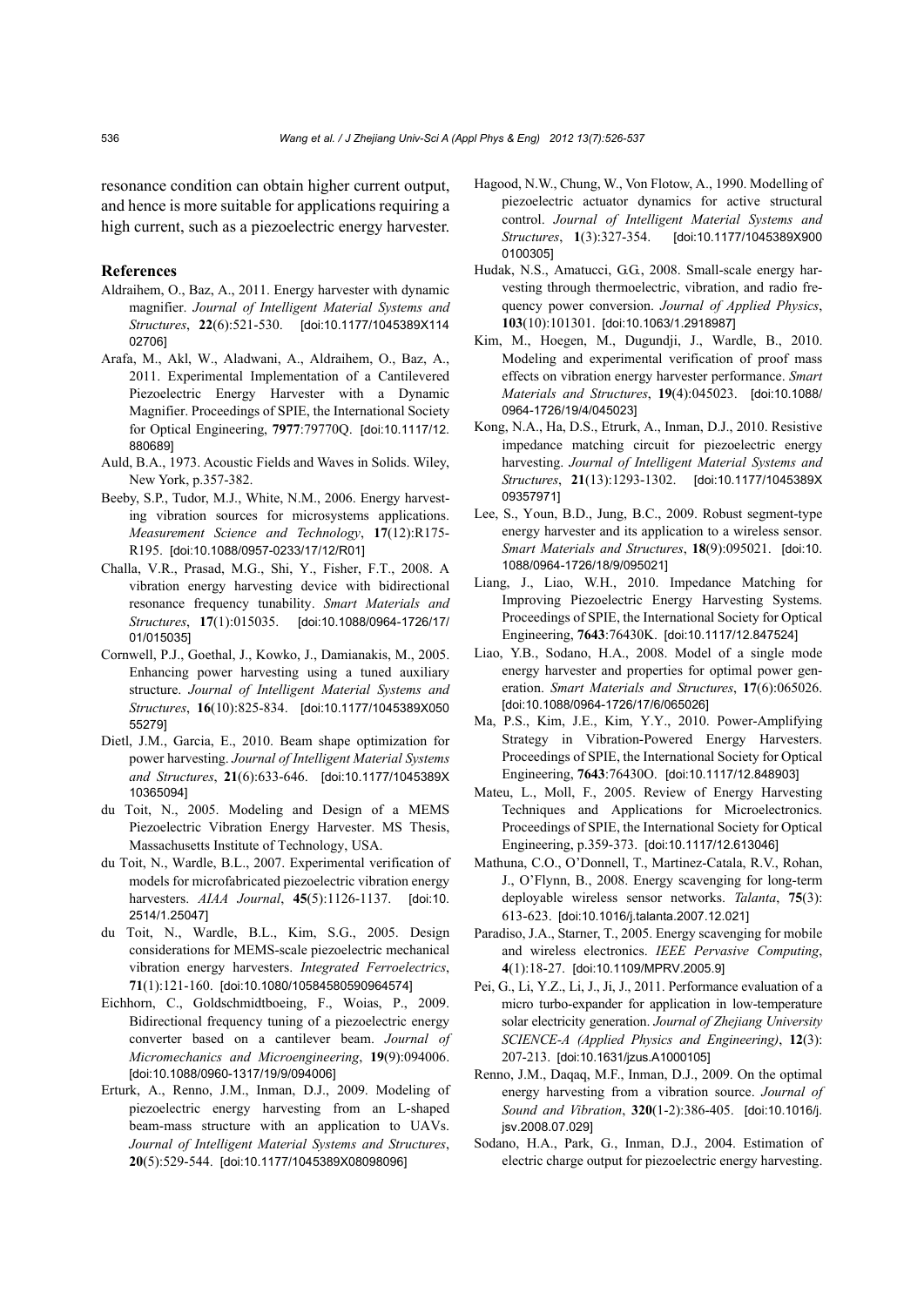resonance condition can obtain higher current output, and hence is more suitable for applications requiring a high current, such as a piezoelectric energy harvester.

## References

Aldraihem, O., Baz, A., 2011. Energy harvester with dynamic magnifier. *Journal of Intelligent Material Systems and Structures*, **22**(6):521-530. [doi:10.1177/1045389X11402706]

Arafa, M., Akl, W., Aladwani, A., Aldraihem, O., Baz, A., 2011. Experimental Implementation of a Cantilevered Piezoelectric Energy Harvester with a Dynamic Magnifier. Proceedings of SPIE, the International Society for Optical Engineering, **7977**:79770Q. [doi:10.1117/12.880689]

Auld, B.A., 1973. Acoustic Fields and Waves in Solids. Wiley, New York, p.357-382.

Beeby, S.P., Tudor, M.J., White, N.M., 2006. Energy harvesting vibration sources for microsystems applications. *Measurement Science and Technology*, **17**(12):R175-R195. [doi:10.1088/0957-0233/17/12/R01]

Challa, V.R., Prasad, M.G., Shi, Y., Fisher, F.T., 2008. A vibration energy harvesting device with bidirectional resonance frequency tunability. *Smart Materials and Structures*, **17**(1):015035. [doi:10.1088/0964-1726/17/01/015035]

Cornwell, P.J., Goethal, J., Kowko, J., Damianakis, M., 2005. Enhancing power harvesting using a tuned auxiliary structure. *Journal of Intelligent Material Systems and Structures*, **16**(10):825-834. [doi:10.1177/1045389X05055279]

Dietl, J.M., Garcia, E., 2010. Beam shape optimization for power harvesting. *Journal of Intelligent Material Systems and Structures*, **21**(6):633-646. [doi:10.1177/1045389X10365094]

du Toit, N., 2005. Modeling and Design of a MEMS Piezoelectric Vibration Energy Harvester. MS Thesis, Massachusetts Institute of Technology, USA.

du Toit, N., Wardle, B.L., 2007. Experimental verification of models for microfabricated piezoelectric vibration energy harvesters. *AIAA Journal*, **45**(5):1126-1137. [doi:10.2514/1.25047]

du Toit, N., Wardle, B.L., Kim, S.G., 2005. Design considerations for MEMS-scale piezoelectric mechanical vibration energy harvesters. *Integrated Ferroelectrics*, **71**(1):121-160. [doi:10.1080/10584580590964574]

Eichhorn, C., Goldschmidtboeing, F., Woias, P., 2009. Bidirectional frequency tuning of a piezoelectric energy converter based on a cantilever beam. *Journal of Micromechanics and Microengineering*, **19**(9):094006. [doi:10.1088/0960-1317/19/9/094006]

Erturk, A., Renno, J.M., Inman, D.J., 2009. Modeling of piezoelectric energy harvesting from an L-shaped beam-mass structure with an application to UAVs. *Journal of Intelligent Material Systems and Structures*, **20**(5):529-544. [doi:10.1177/1045389X08098096]

Hagood, N.W., Chung, W., Von Flotow, A., 1990. Modelling of piezoelectric actuator dynamics for active structural control. *Journal of Intelligent Material Systems and Structures*, **1**(3):327-354. [doi:10.1177/1045389X9000100305]

Hudak, N.S., Amatucci, G.G., 2008. Small-scale energy harvesting through thermoelectric, vibration, and radio frequency power conversion. *Journal of Applied Physics*, **103**(10):101301. [doi:10.1063/1.2918987]

Kim, M., Hoegen, M., Dugundji, J., Wardle, B., 2010. Modeling and experimental verification of proof mass effects on vibration energy harvester performance. *Smart Materials and Structures*, **19**(4):045023. [doi:10.1088/0964-1726/19/4/045023]

Kong, N.A., Ha, D.S., Etrurk, A., Inman, D.J., 2010. Resistive impedance matching circuit for piezoelectric energy harvesting. *Journal of Intelligent Material Systems and Structures*, **21**(13):1293-1302. [doi:10.1177/1045389X09357971]

Lee, S., Youn, B.D., Jung, B.C., 2009. Robust segment-type energy harvester and its application to a wireless sensor. *Smart Materials and Structures*, **18**(9):095021. [doi:10.1088/0964-1726/18/9/095021]

Liang, J., Liao, W.H., 2010. Impedance Matching for Improving Piezoelectric Energy Harvesting Systems. Proceedings of SPIE, the International Society for Optical Engineering, **7643**:76430K. [doi:10.1117/12.847524]

Liao, Y.B., Sodano, H.A., 2008. Model of a single mode energy harvester and properties for optimal power generation. *Smart Materials and Structures*, **17**(6):065026. [doi:10.1088/0964-1726/17/6/065026]

Ma, P.S., Kim, J.E., Kim, Y.Y., 2010. Power-Amplifying Strategy in Vibration-Powered Energy Harvesters. Proceedings of SPIE, the International Society for Optical Engineering, **7643**:76430O. [doi:10.1117/12.848903]

Mateu, L., Moll, F., 2005. Review of Energy Harvesting Techniques and Applications for Microelectronics. Proceedings of SPIE, the International Society for Optical Engineering, p.359-373. [doi:10.1117/12.613046]

Mathuna, C.O., O'Donnell, T., Martinez-Catala, R.V., Rohan, J., O'Flynn, B., 2008. Energy scavenging for long-term deployable wireless sensor networks. *Talanta*, **75**(3):613-623. [doi:10.1016/j.talanta.2007.12.021]

Paradiso, J.A., Starner, T., 2005. Energy scavenging for mobile and wireless electronics. *IEEE Pervasive Computing*, **4**(1):18-27. [doi:10.1109/MPRV.2005.9]

Pei, G., Li, Y.Z., Li, J., Ji, J., 2011. Performance evaluation of a micro turbo-expander for application in low-temperature solar electricity generation. *Journal of Zhejiang University SCIENCE-A (Applied Physics and Engineering)*, **12**(3):207-213. [doi:10.1631/jzus.A1000105]

Renno, J.M., Daqaq, M.F., Inman, D.J., 2009. On the optimal energy harvesting from a vibration source. *Journal of Sound and Vibration*, **320**(1-2):386-405. [doi:10.1016/j.jsv.2008.07.029]

Sodano, H.A., Park, G., Inman, D.J., 2004. Estimation of electric charge output for piezoelectric energy harvesting.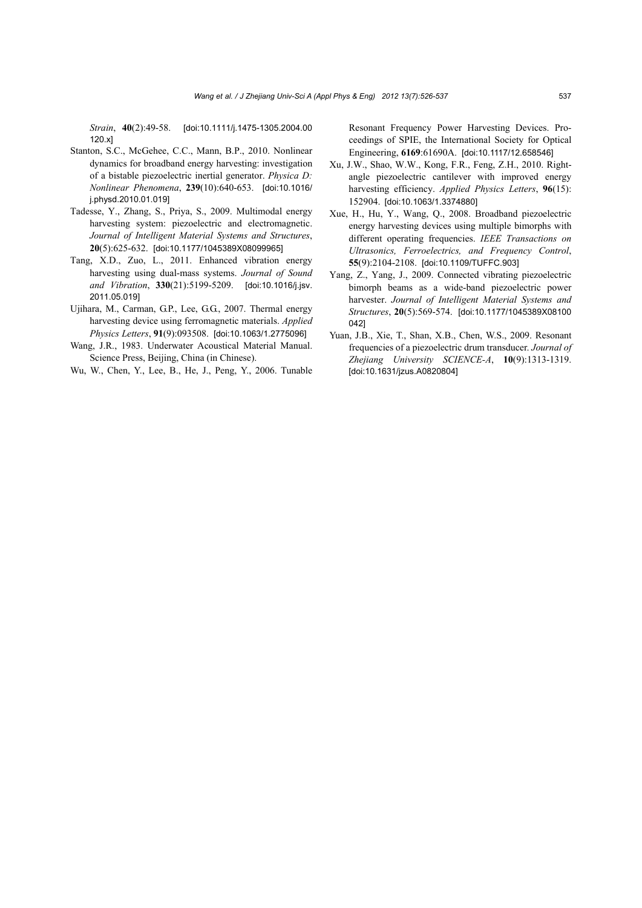*Strain*, **40**(2):49-58. [doi:10.1111/j.1475-1305.2004.00120.x]

Stanton, S.C., McGehee, C.C., Mann, B.P., 2010. Nonlinear dynamics for broadband energy harvesting: investigation of a bistable piezoelectric inertial generator. *Physica D: Nonlinear Phenomena*, **239**(10):640-653. [doi:10.1016/j.physd.2010.01.019]

Tadesse, Y., Zhang, S., Priya, S., 2009. Multimodal energy harvesting system: piezoelectric and electromagnetic. *Journal of Intelligent Material Systems and Structures*, **20**(5):625-632. [doi:10.1177/1045389X08099965]

Tang, X.D., Zuo, L., 2011. Enhanced vibration energy harvesting using dual-mass systems. *Journal of Sound and Vibration*, **330**(21):5199-5209. [doi:10.1016/j.jsv.2011.05.019]

Ujihara, M., Carman, G.P., Lee, G.G., 2007. Thermal energy harvesting device using ferromagnetic materials. *Applied Physics Letters*, **91**(9):093508. [doi:10.1063/1.2775096]

Wang, J.R., 1983. Underwater Acoustical Material Manual. Science Press, Beijing, China (in Chinese).

Wu, W., Chen, Y., Lee, B., He, J., Peng, Y., 2006. Tunable Resonant Frequency Power Harvesting Devices. Proceedings of SPIE, the International Society for Optical Engineering, **6169**:61690A. [doi:10.1117/12.658546]

Xu, J.W., Shao, W.W., Kong, F.R., Feng, Z.H., 2010. Right-angle piezoelectric cantilever with improved energy harvesting efficiency. *Applied Physics Letters*, **96**(15):152904. [doi:10.1063/1.3374880]

Xue, H., Hu, Y., Wang, Q., 2008. Broadband piezoelectric energy harvesting devices using multiple bimorphs with different operating frequencies. *IEEE Transactions on Ultrasonics, Ferroelectrics, and Frequency Control*, **55**(9):2104-2108. [doi:10.1109/TUFFC.903]

Yang, Z., Yang, J., 2009. Connected vibrating piezoelectric bimorph beams as a wide-band piezoelectric power harvester. *Journal of Intelligent Material Systems and Structures*, **20**(5):569-574. [doi:10.1177/1045389X08100042]

Yuan, J.B., Xie, T., Shan, X.B., Chen, W.S., 2009. Resonant frequencies of a piezoelectric drum transducer. *Journal of Zhejiang University SCIENCE-A*, **10**(9):1313-1319. [doi:10.1631/jzus.A0820804]